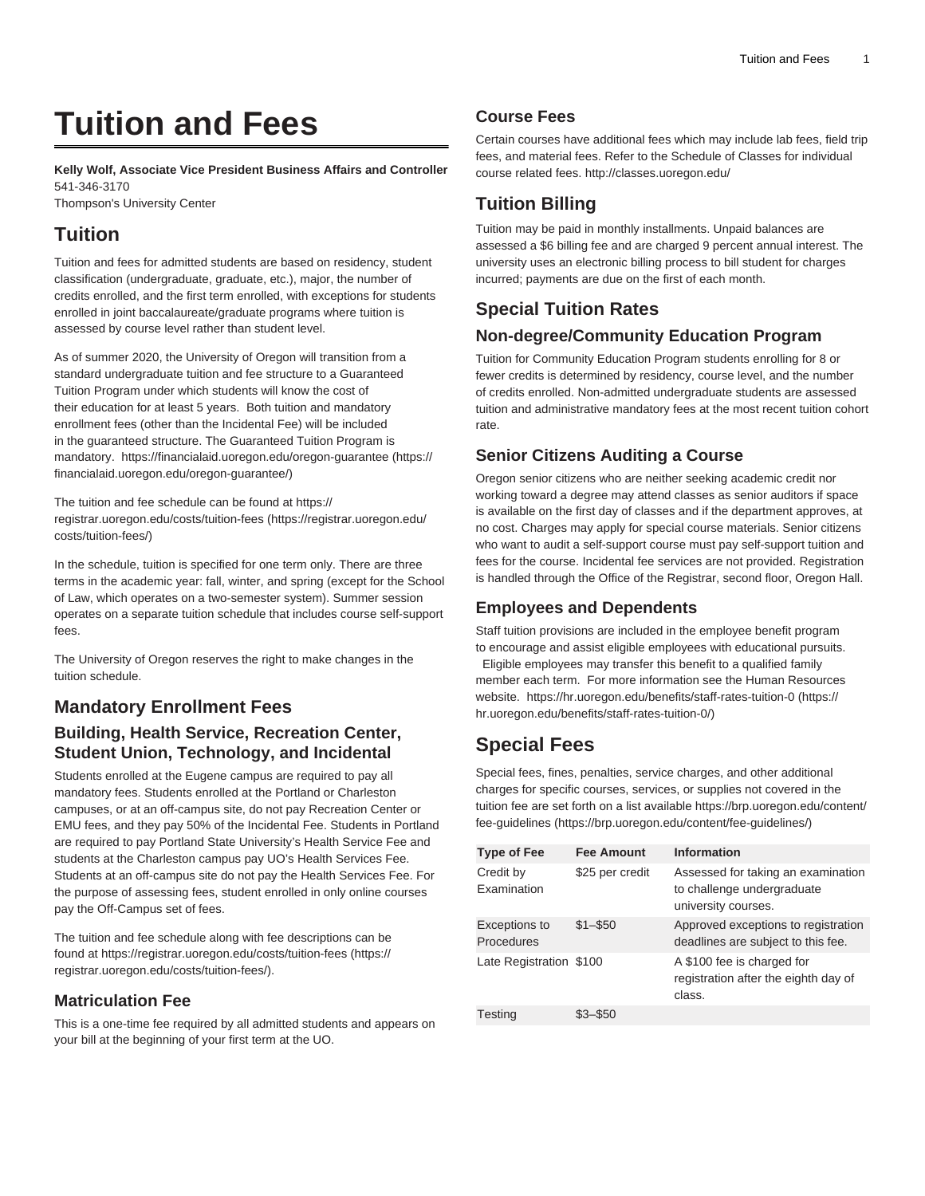# Tuition and Fees

**Kelly Wolf, Associate Vice President Business Affairs and Controller**
541-346-3170
Thompson's University Center

## Tuition

Tuition and fees for admitted students are based on residency, student classification (undergraduate, graduate, etc.), major, the number of credits enrolled, and the first term enrolled, with exceptions for students enrolled in joint baccalaureate/graduate programs where tuition is assessed by course level rather than student level.

As of summer 2020, the University of Oregon will transition from a standard undergraduate tuition and fee structure to a Guaranteed Tuition Program under which students will know the cost of their education for at least 5 years. Both tuition and mandatory enrollment fees (other than the Incidental Fee) will be included in the guaranteed structure. The Guaranteed Tuition Program is mandatory. https://financialaid.uoregon.edu/oregon-guarantee (https://financialaid.uoregon.edu/oregon-guarantee/)

The tuition and fee schedule can be found at https://registrar.uoregon.edu/costs/tuition-fees (https://registrar.uoregon.edu/costs/tuition-fees/)

In the schedule, tuition is specified for one term only. There are three terms in the academic year: fall, winter, and spring (except for the School of Law, which operates on a two-semester system). Summer session operates on a separate tuition schedule that includes course self-support fees.

The University of Oregon reserves the right to make changes in the tuition schedule.

## Mandatory Enrollment Fees

### Building, Health Service, Recreation Center, Student Union, Technology, and Incidental

Students enrolled at the Eugene campus are required to pay all mandatory fees. Students enrolled at the Portland or Charleston campuses, or at an off-campus site, do not pay Recreation Center or EMU fees, and they pay 50% of the Incidental Fee. Students in Portland are required to pay Portland State University's Health Service Fee and students at the Charleston campus pay UO's Health Services Fee. Students at an off-campus site do not pay the Health Services Fee. For the purpose of assessing fees, student enrolled in only online courses pay the Off-Campus set of fees.

The tuition and fee schedule along with fee descriptions can be found at https://registrar.uoregon.edu/costs/tuition-fees (https://registrar.uoregon.edu/costs/tuition-fees/).

### Matriculation Fee

This is a one-time fee required by all admitted students and appears on your bill at the beginning of your first term at the UO.

### Course Fees

Certain courses have additional fees which may include lab fees, field trip fees, and material fees. Refer to the Schedule of Classes for individual course related fees. http://classes.uoregon.edu/

## Tuition Billing

Tuition may be paid in monthly installments. Unpaid balances are assessed a $6 billing fee and are charged 9 percent annual interest. The university uses an electronic billing process to bill student for charges incurred; payments are due on the first of each month.

## Special Tuition Rates

### Non-degree/Community Education Program

Tuition for Community Education Program students enrolling for 8 or fewer credits is determined by residency, course level, and the number of credits enrolled. Non-admitted undergraduate students are assessed tuition and administrative mandatory fees at the most recent tuition cohort rate.

### Senior Citizens Auditing a Course

Oregon senior citizens who are neither seeking academic credit nor working toward a degree may attend classes as senior auditors if space is available on the first day of classes and if the department approves, at no cost. Charges may apply for special course materials. Senior citizens who want to audit a self-support course must pay self-support tuition and fees for the course. Incidental fee services are not provided. Registration is handled through the Office of the Registrar, second floor, Oregon Hall.

### Employees and Dependents

Staff tuition provisions are included in the employee benefit program to encourage and assist eligible employees with educational pursuits. Eligible employees may transfer this benefit to a qualified family member each term. For more information see the Human Resources website. https://hr.uoregon.edu/benefits/staff-rates-tuition-0 (https://hr.uoregon.edu/benefits/staff-rates-tuition-0/)

## Special Fees

Special fees, fines, penalties, service charges, and other additional charges for specific courses, services, or supplies not covered in the tuition fee are set forth on a list available https://brp.uoregon.edu/content/fee-guidelines (https://brp.uoregon.edu/content/fee-guidelines/)

| Type of Fee | Fee Amount | Information |
|---|---|---|
| Credit by Examination | $25 per credit | Assessed for taking an examination to challenge undergraduate university courses. |
| Exceptions to Procedures | $1–$50 | Approved exceptions to registration deadlines are subject to this fee. |
| Late Registration | $100 | A $100 fee is charged for registration after the eighth day of class. |
| Testing | $3–$50 | |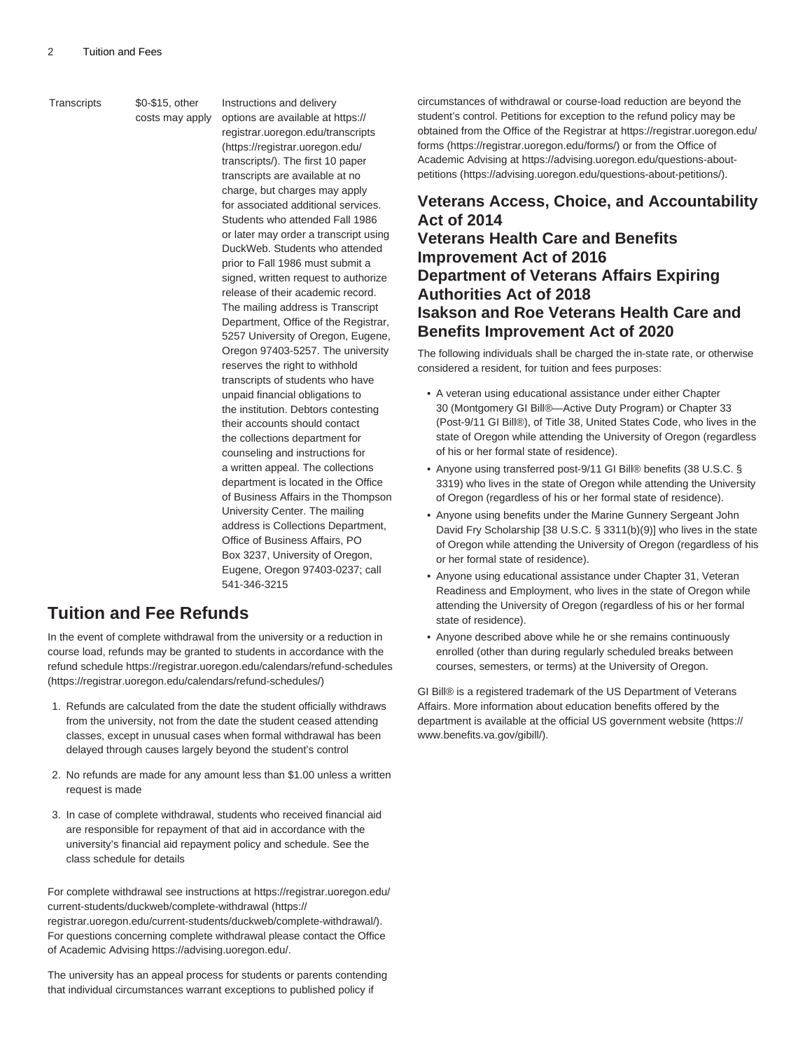| | | |
|---|---|---|
| Transcripts | $0-$15, other costs may apply | Instructions and delivery options are available at https://registrar.uoregon.edu/transcripts (https://registrar.uoregon.edu/transcripts/). The first 10 paper transcripts are available at no charge, but charges may apply for associated additional services. Students who attended Fall 1986 or later may order a transcript using DuckWeb. Students who attended prior to Fall 1986 must submit a signed, written request to authorize release of their academic record. The mailing address is Transcript Department, Office of the Registrar, 5257 University of Oregon, Eugene, Oregon 97403-5257. The university reserves the right to withhold transcripts of students who have unpaid financial obligations to the institution. Debtors contesting their accounts should contact the collections department for counseling and instructions for a written appeal. The collections department is located in the Office of Business Affairs in the Thompson University Center. The mailing address is Collections Department, Office of Business Affairs, PO Box 3237, University of Oregon, Eugene, Oregon 97403-0237; call 541-346-3215 |

## Tuition and Fee Refunds

In the event of complete withdrawal from the university or a reduction in course load, refunds may be granted to students in accordance with the refund schedule https://registrar.uoregon.edu/calendars/refund-schedules (https://registrar.uoregon.edu/calendars/refund-schedules/)

1. Refunds are calculated from the date the student officially withdraws from the university, not from the date the student ceased attending classes, except in unusual cases when formal withdrawal has been delayed through causes largely beyond the student's control
2. No refunds are made for any amount less than $1.00 unless a written request is made
3. In case of complete withdrawal, students who received financial aid are responsible for repayment of that aid in accordance with the university's financial aid repayment policy and schedule. See the class schedule for details

For complete withdrawal see instructions at https://registrar.uoregon.edu/current-students/duckweb/complete-withdrawal (https://registrar.uoregon.edu/current-students/duckweb/complete-withdrawal/). For questions concerning complete withdrawal please contact the Office of Academic Advising https://advising.uoregon.edu/.

The university has an appeal process for students or parents contending that individual circumstances warrant exceptions to published policy if circumstances of withdrawal or course-load reduction are beyond the student's control. Petitions for exception to the refund policy may be obtained from the Office of the Registrar at https://registrar.uoregon.edu/forms (https://registrar.uoregon.edu/forms/) or from the Office of Academic Advising at https://advising.uoregon.edu/questions-about-petitions (https://advising.uoregon.edu/questions-about-petitions/).

## Veterans Access, Choice, and Accountability Act of 2014 Veterans Health Care and Benefits Improvement Act of 2016 Department of Veterans Affairs Expiring Authorities Act of 2018 Isakson and Roe Veterans Health Care and Benefits Improvement Act of 2020

The following individuals shall be charged the in-state rate, or otherwise considered a resident, for tuition and fees purposes:

- A veteran using educational assistance under either Chapter 30 (Montgomery GI Bill®—Active Duty Program) or Chapter 33 (Post-9/11 GI Bill®), of Title 38, United States Code, who lives in the state of Oregon while attending the University of Oregon (regardless of his or her formal state of residence).
- Anyone using transferred post-9/11 GI Bill® benefits (38 U.S.C. § 3319) who lives in the state of Oregon while attending the University of Oregon (regardless of his or her formal state of residence).
- Anyone using benefits under the Marine Gunnery Sergeant John David Fry Scholarship [38 U.S.C. § 3311(b)(9)] who lives in the state of Oregon while attending the University of Oregon (regardless of his or her formal state of residence).
- Anyone using educational assistance under Chapter 31, Veteran Readiness and Employment, who lives in the state of Oregon while attending the University of Oregon (regardless of his or her formal state of residence).
- Anyone described above while he or she remains continuously enrolled (other than during regularly scheduled breaks between courses, semesters, or terms) at the University of Oregon.

GI Bill® is a registered trademark of the US Department of Veterans Affairs. More information about education benefits offered by the department is available at the official US government website (https://www.benefits.va.gov/gibill/).